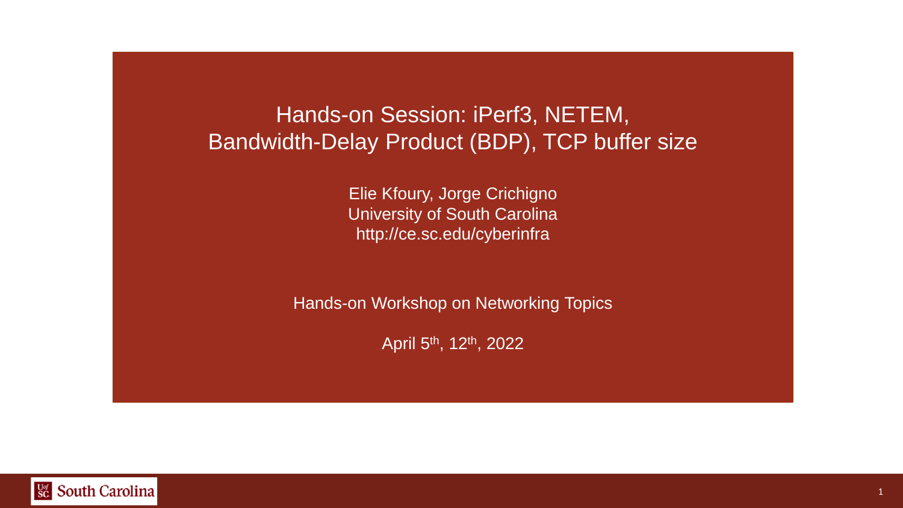# Hands-on Session: iPerf3, NETEM, Bandwidth-Delay Product (BDP), TCP buffer size

Elie Kfoury, Jorge Crichigno
University of South Carolina
http://ce.sc.edu/cyberinfra

Hands-on Workshop on Networking Topics

April 5th, 12th, 2022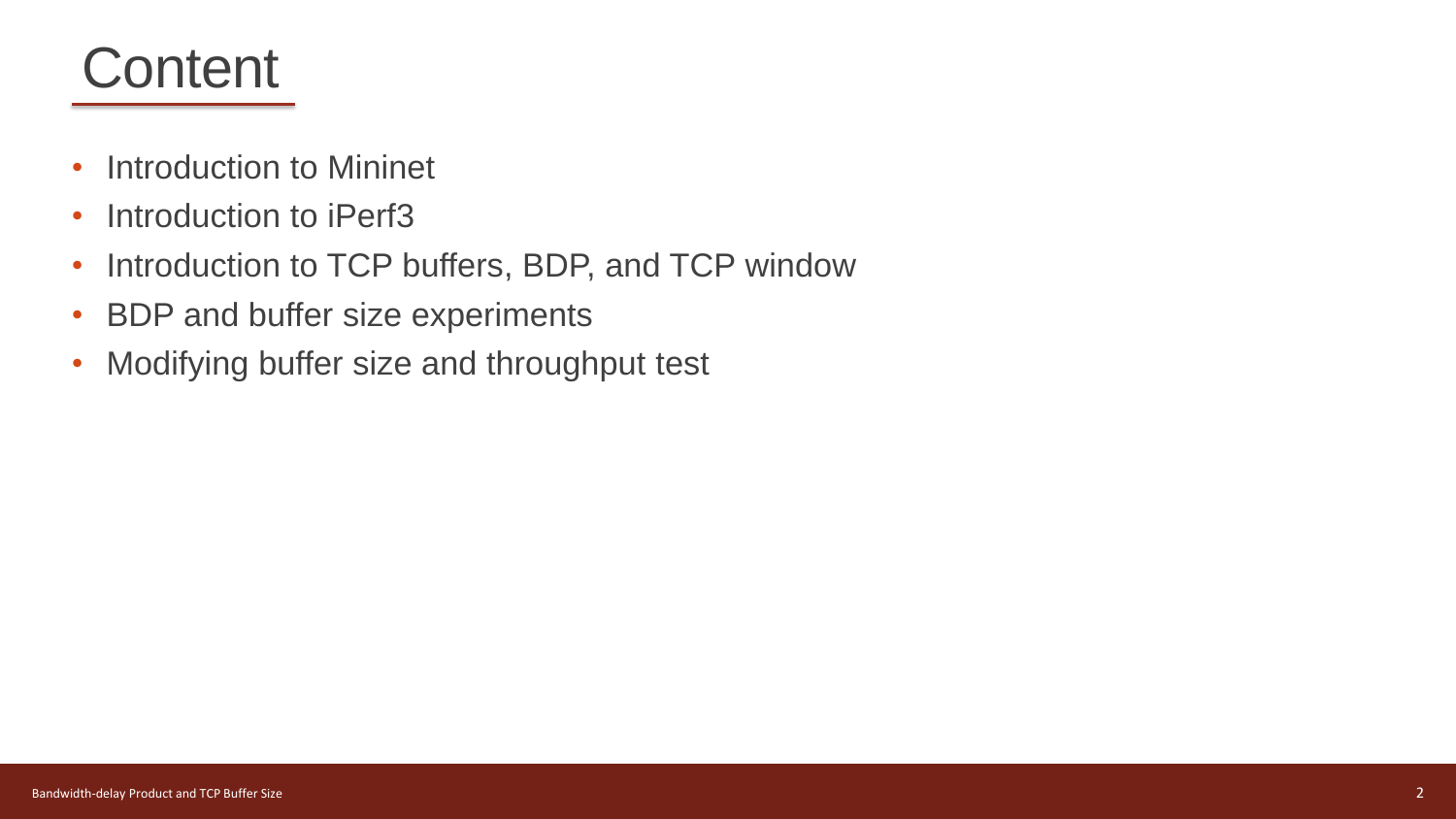# Content

- Introduction to Mininet
- Introduction to iPerf3
- Introduction to TCP buffers, BDP, and TCP window
- BDP and buffer size experiments
- Modifying buffer size and throughput test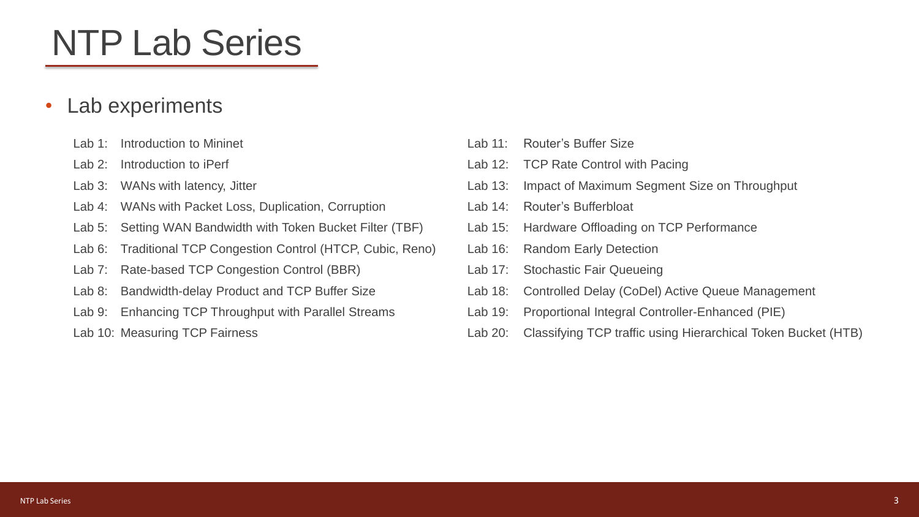# NTP Lab Series

- Lab experiments

Lab 1: Introduction to Mininet
Lab 2: Introduction to iPerf
Lab 3: WANs with latency, Jitter
Lab 4: WANs with Packet Loss, Duplication, Corruption
Lab 5: Setting WAN Bandwidth with Token Bucket Filter (TBF)
Lab 6: Traditional TCP Congestion Control (HTCP, Cubic, Reno)
Lab 7: Rate-based TCP Congestion Control (BBR)
Lab 8: Bandwidth-delay Product and TCP Buffer Size
Lab 9: Enhancing TCP Throughput with Parallel Streams
Lab 10: Measuring TCP Fairness
Lab 11: Router's Buffer Size
Lab 12: TCP Rate Control with Pacing
Lab 13: Impact of Maximum Segment Size on Throughput
Lab 14: Router's Bufferbloat
Lab 15: Hardware Offloading on TCP Performance
Lab 16: Random Early Detection
Lab 17: Stochastic Fair Queueing
Lab 18: Controlled Delay (CoDel) Active Queue Management
Lab 19: Proportional Integral Controller-Enhanced (PIE)
Lab 20: Classifying TCP traffic using Hierarchical Token Bucket (HTB)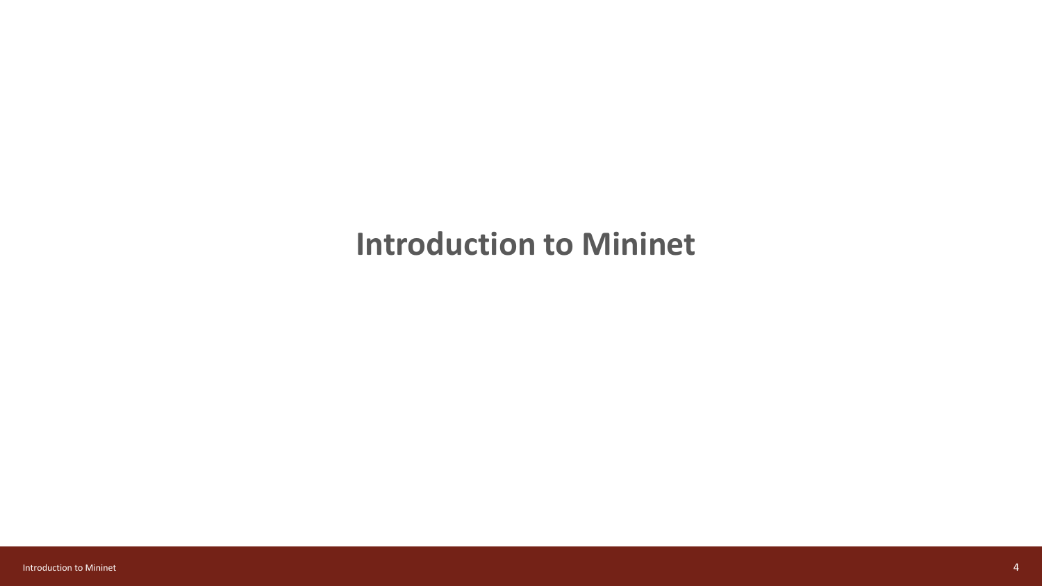# Introduction to Mininet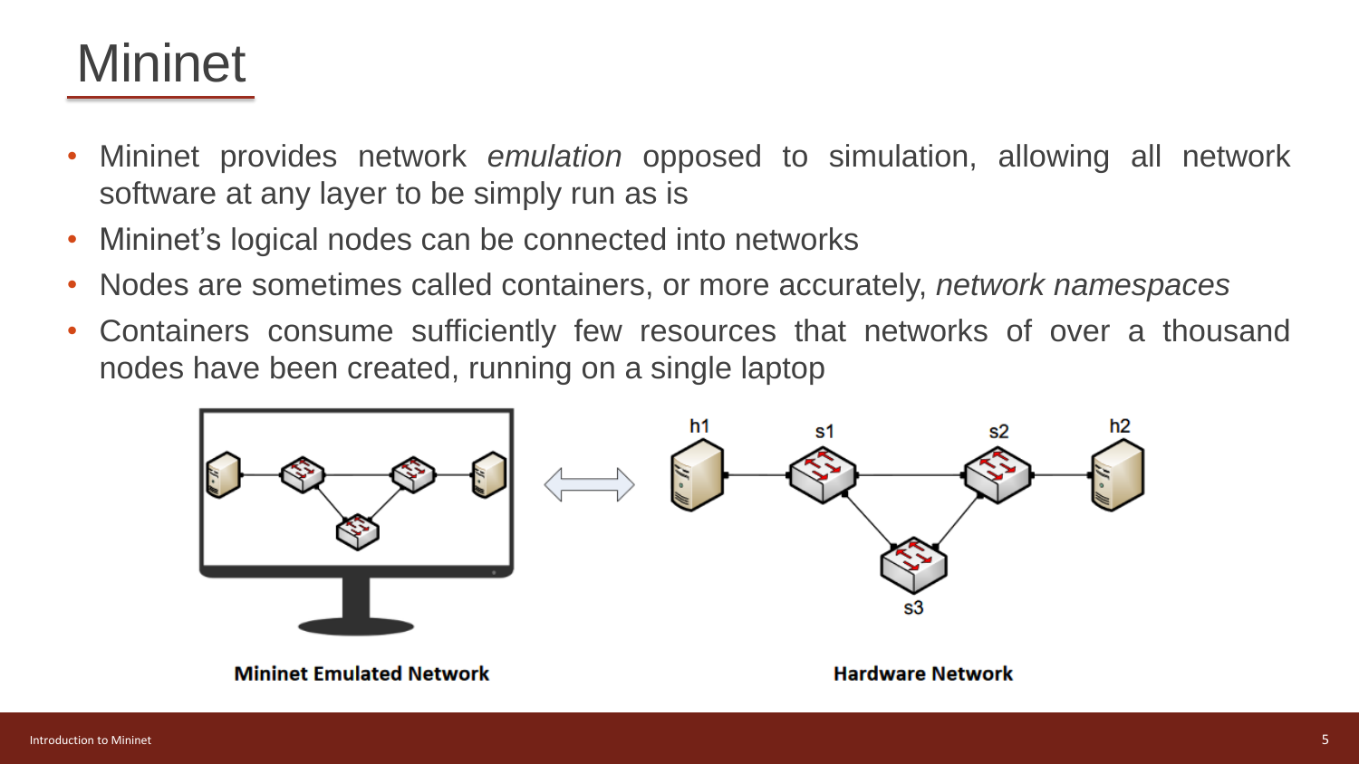# Mininet

- Mininet provides network *emulation* opposed to simulation, allowing all network software at any layer to be simply run as is
- Mininet's logical nodes can be connected into networks
- Nodes are sometimes called containers, or more accurately, *network namespaces*
- Containers consume sufficiently few resources that networks of over a thousand nodes have been created, running on a single laptop

**Mininet Emulated Network**

**Hardware Network**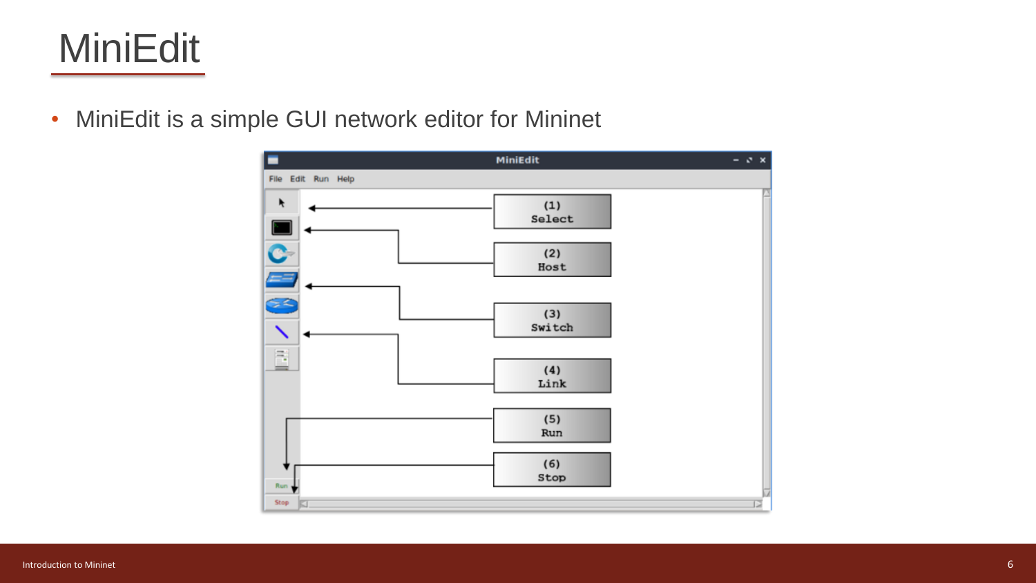# MiniEdit

- MiniEdit is a simple GUI network editor for Mininet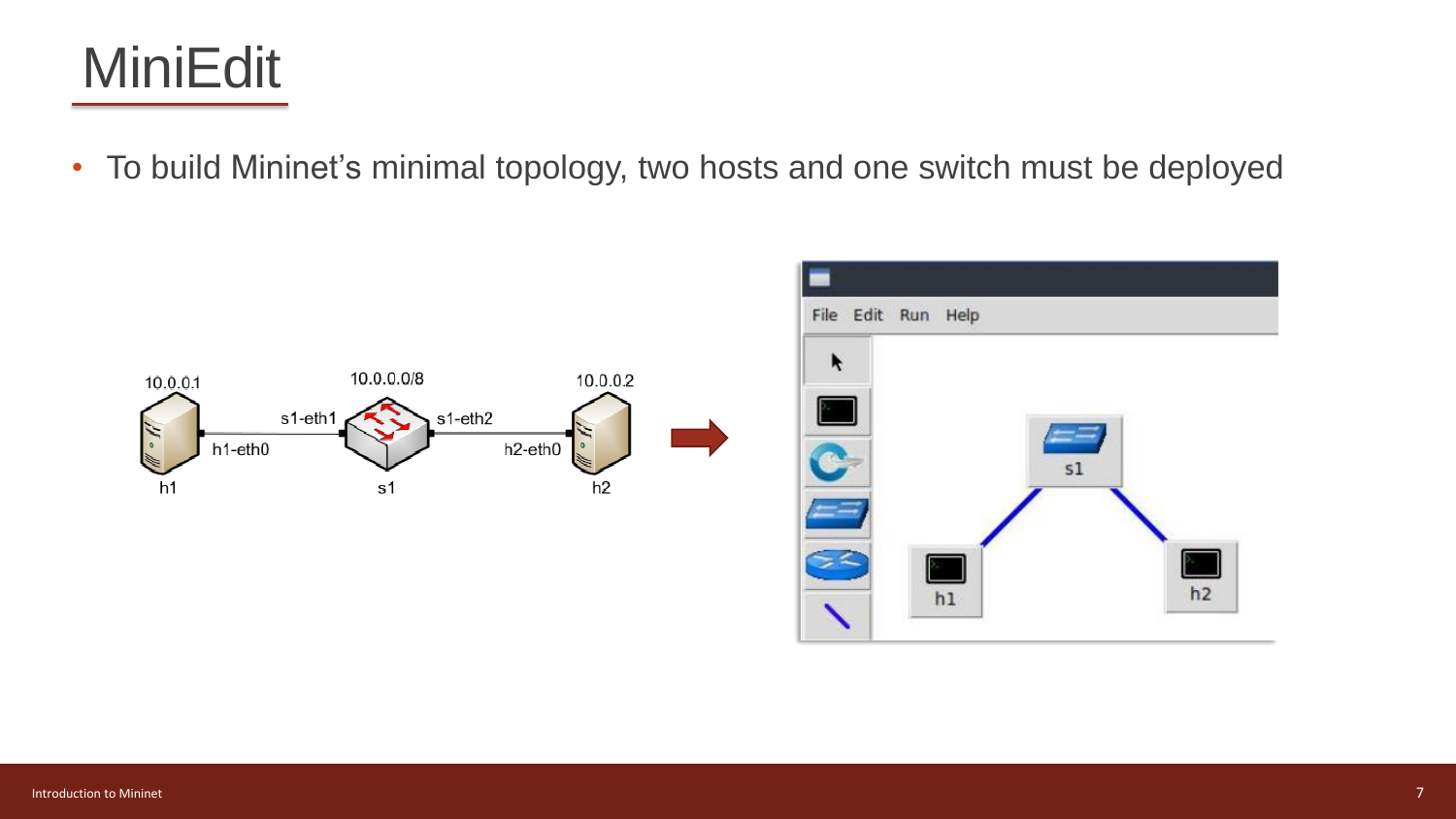# MiniEdit

- To build Mininet's minimal topology, two hosts and one switch must be deployed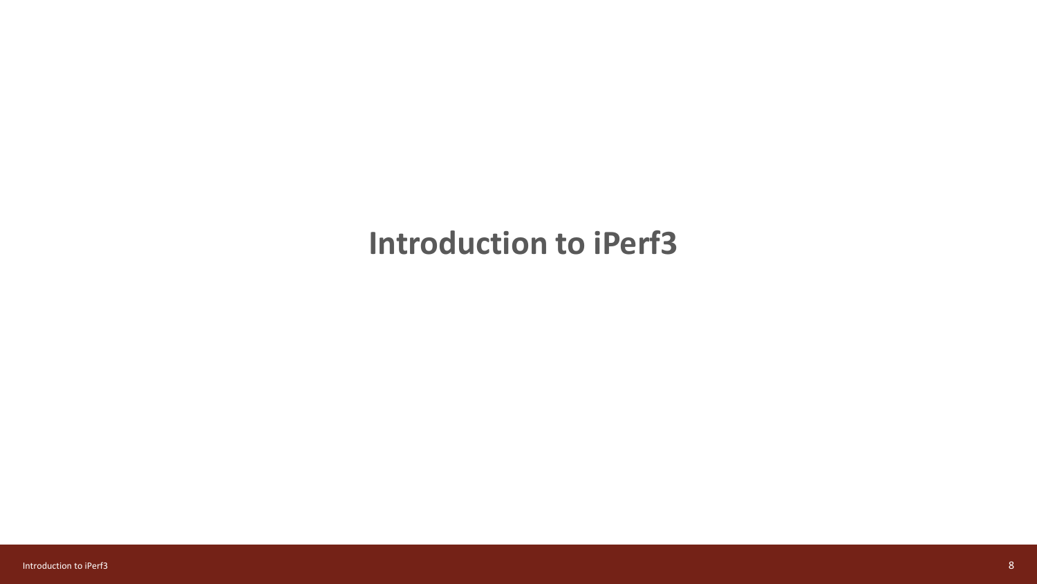# Introduction to iPerf3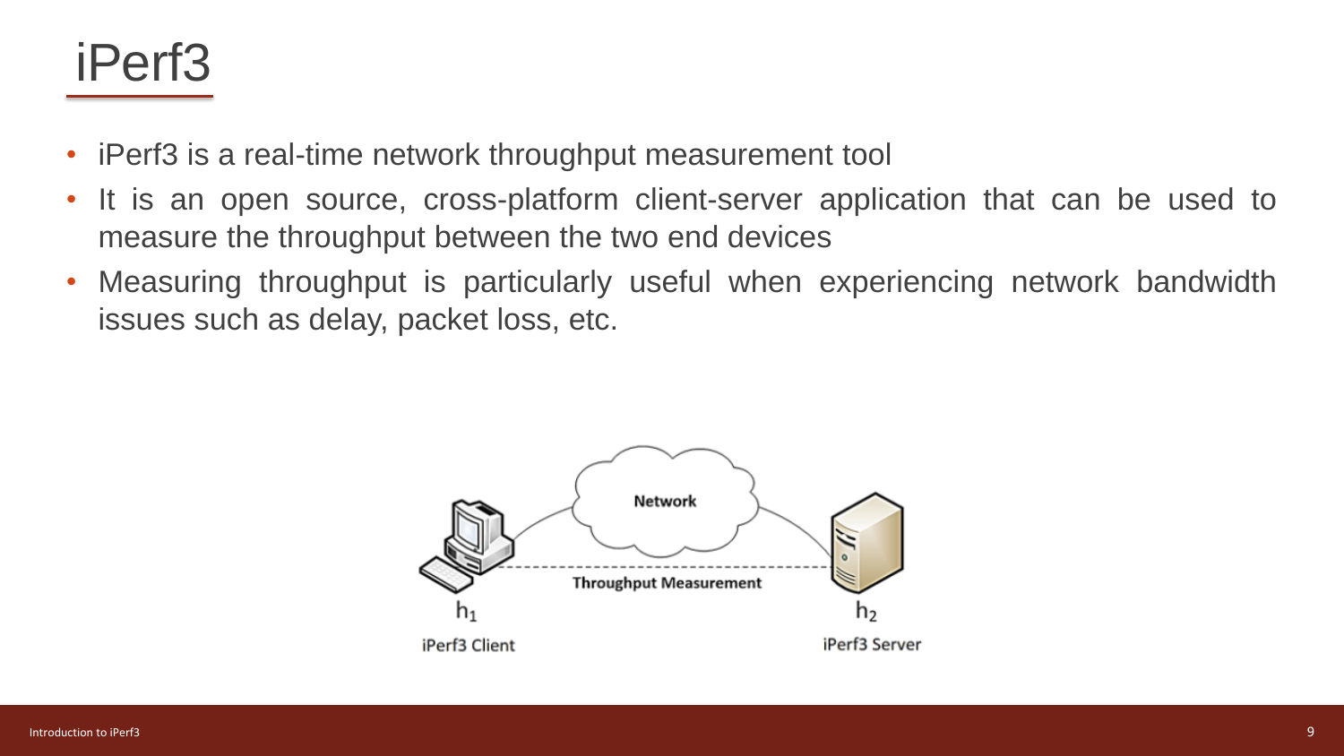# iPerf3

- iPerf3 is a real-time network throughput measurement tool
- It is an open source, cross-platform client-server application that can be used to measure the throughput between the two end devices
- Measuring throughput is particularly useful when experiencing network bandwidth issues such as delay, packet loss, etc.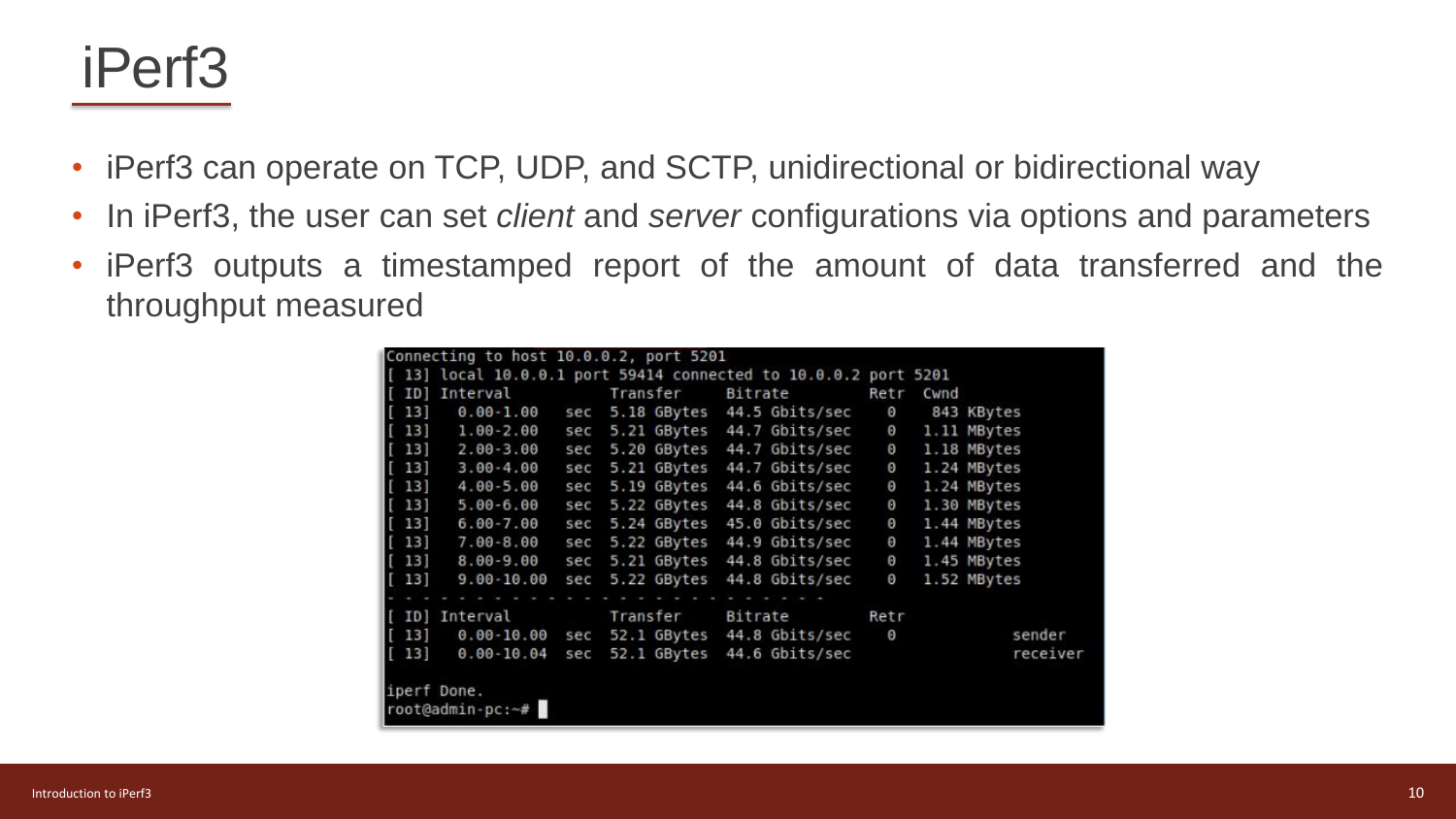# iPerf3

- iPerf3 can operate on TCP, UDP, and SCTP, unidirectional or bidirectional way
- In iPerf3, the user can set *client* and *server* configurations via options and parameters
- iPerf3 outputs a timestamped report of the amount of data transferred and the throughput measured

```
Connecting to host 10.0.0.2, port 5201
[ 13] local 10.0.0.1 port 59414 connected to 10.0.0.2 port 5201
[ ID] Interval           Transfer     Bitrate         Retr  Cwnd
[ 13]   0.00-1.00   sec  5.18 GBytes  44.5 Gbits/sec    0    843 KBytes
[ 13]   1.00-2.00   sec  5.21 GBytes  44.7 Gbits/sec    0   1.11 MBytes
[ 13]   2.00-3.00   sec  5.20 GBytes  44.7 Gbits/sec    0   1.18 MBytes
[ 13]   3.00-4.00   sec  5.21 GBytes  44.7 Gbits/sec    0   1.24 MBytes
[ 13]   4.00-5.00   sec  5.19 GBytes  44.6 Gbits/sec    0   1.24 MBytes
[ 13]   5.00-6.00   sec  5.22 GBytes  44.8 Gbits/sec    0   1.30 MBytes
[ 13]   6.00-7.00   sec  5.24 GBytes  45.0 Gbits/sec    0   1.44 MBytes
[ 13]   7.00-8.00   sec  5.22 GBytes  44.9 Gbits/sec    0   1.44 MBytes
[ 13]   8.00-9.00   sec  5.21 GBytes  44.8 Gbits/sec    0   1.45 MBytes
[ 13]   9.00-10.00  sec  5.22 GBytes  44.8 Gbits/sec    0   1.52 MBytes
- - - - - - - - - - - - - - - - - - - - - - - - -
[ ID] Interval           Transfer     Bitrate         Retr
[ 13]   0.00-10.00  sec  52.1 GBytes  44.8 Gbits/sec    0             sender
[ 13]   0.00-10.04  sec  52.1 GBytes  44.6 Gbits/sec                  receiver

iperf Done.
root@admin-pc:~#
```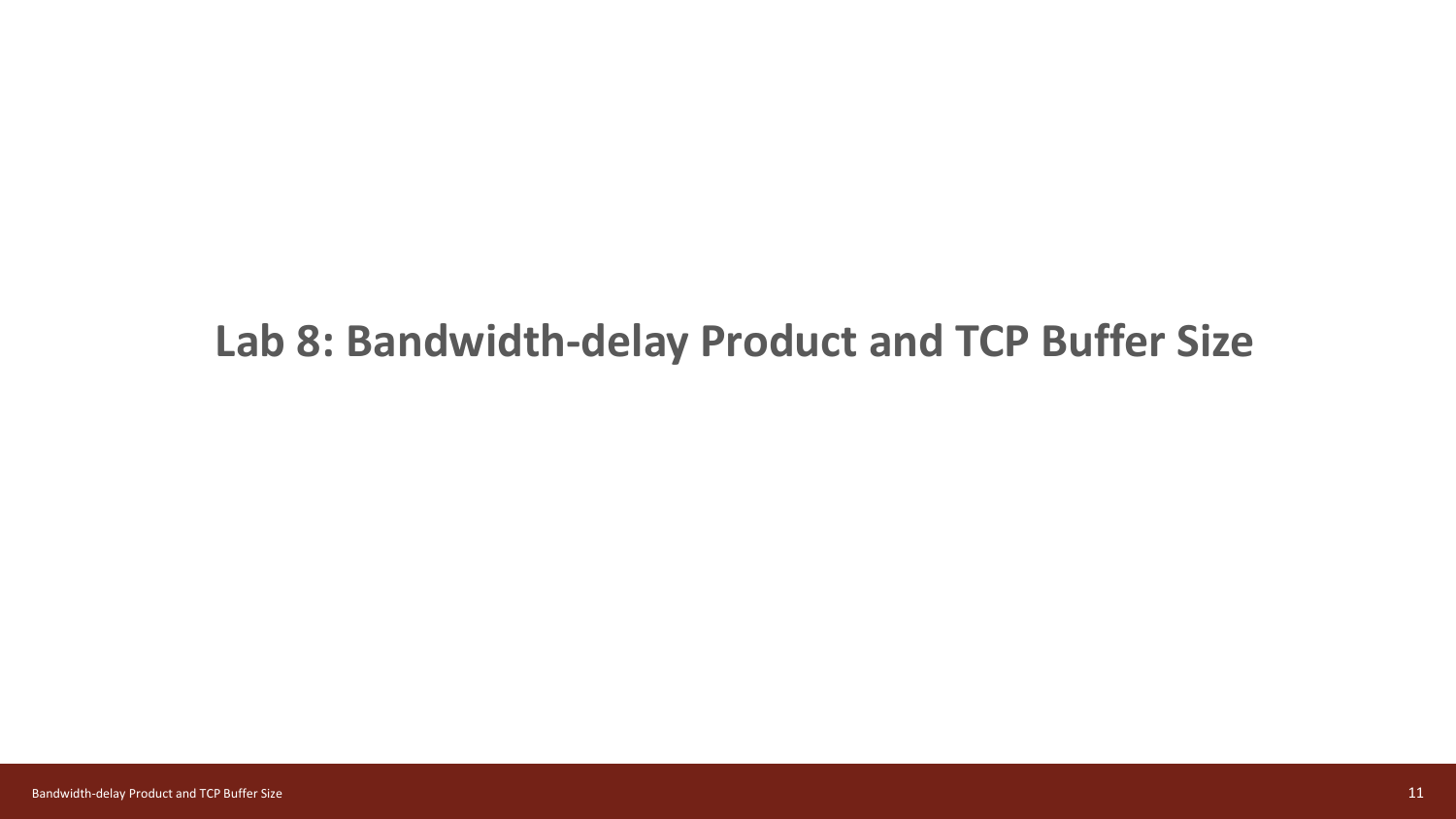# Lab 8: Bandwidth-delay Product and TCP Buffer Size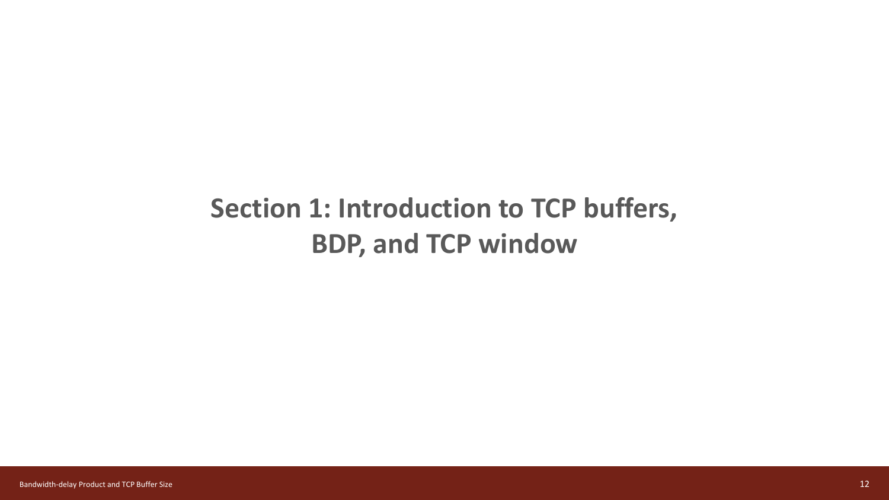# Section 1: Introduction to TCP buffers, BDP, and TCP window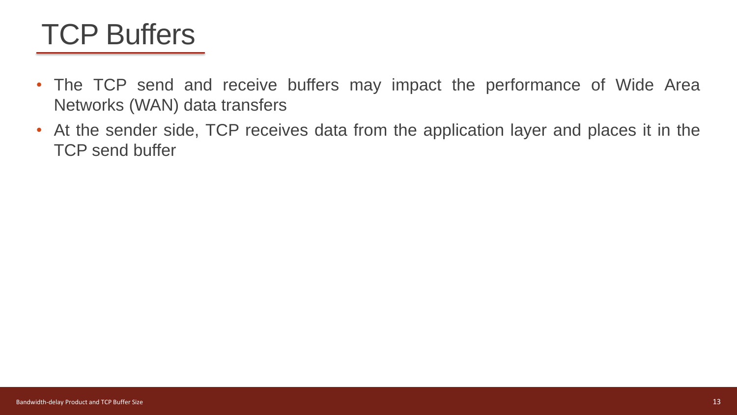# TCP Buffers

- The TCP send and receive buffers may impact the performance of Wide Area Networks (WAN) data transfers
- At the sender side, TCP receives data from the application layer and places it in the TCP send buffer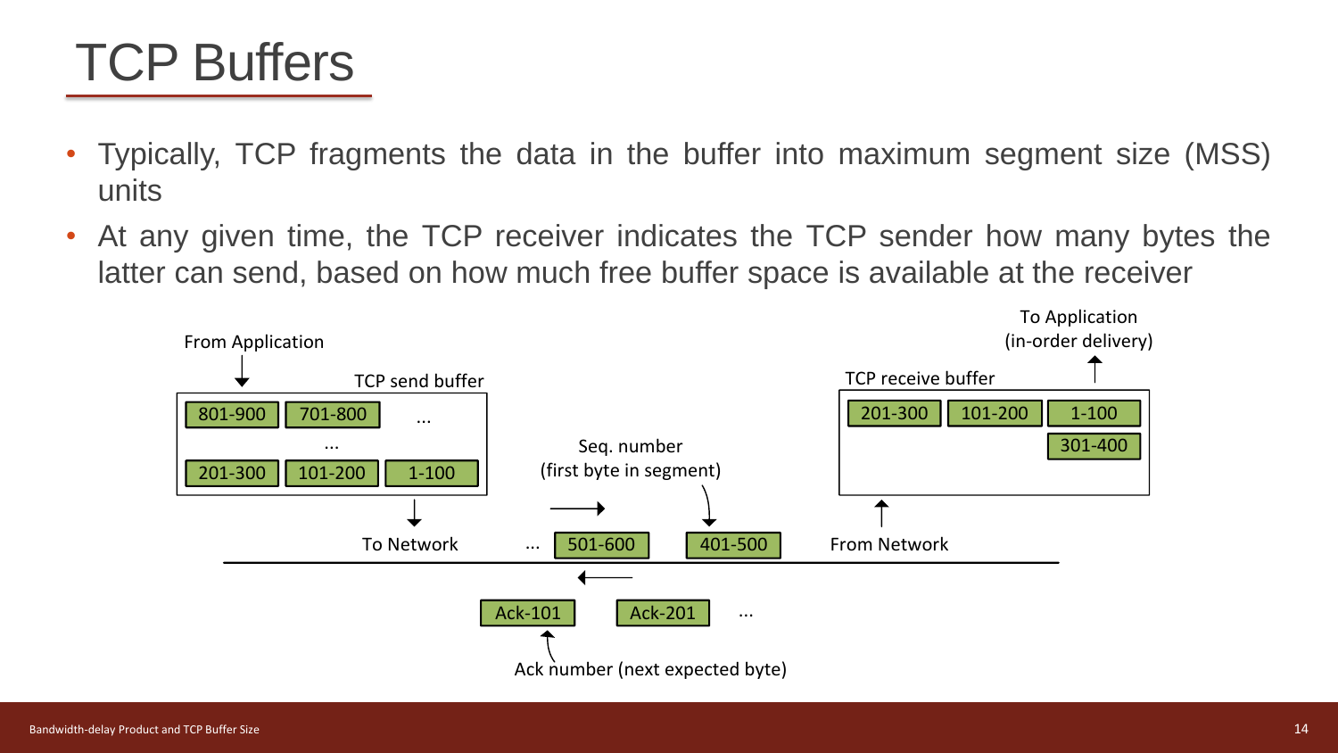# TCP Buffers

- Typically, TCP fragments the data in the buffer into maximum segment size (MSS) units
- At any given time, the TCP receiver indicates the TCP sender how many bytes the latter can send, based on how much free buffer space is available at the receiver

From Application

TCP send buffer

801-900 | 701-800 | ...

...

201-300 | 101-200 | 1-100

To Network

Seq. number (first byte in segment)

... 501-600 | 401-500

From Network

TCP receive buffer

201-300 | 101-200 | 1-100

301-400

To Application (in-order delivery)

Ack-101 | Ack-201 | ...

Ack number (next expected byte)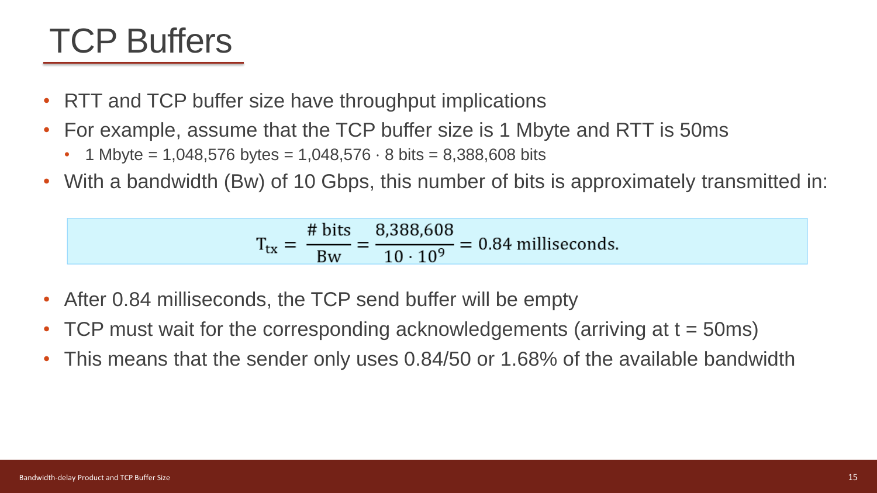# TCP Buffers

- RTT and TCP buffer size have throughput implications
- For example, assume that the TCP buffer size is 1 Mbyte and RTT is 50ms
  - 1 Mbyte = 1,048,576 bytes = 1,048,576 · 8 bits = 8,388,608 bits
- With a bandwidth (Bw) of 10 Gbps, this number of bits is approximately transmitted in:

$$T_{tx} = \frac{\#\text{ bits}}{\text{Bw}} = \frac{8{,}388{,}608}{10 \cdot 10^9} = 0.84 \text{ milliseconds.}$$

- After 0.84 milliseconds, the TCP send buffer will be empty
- TCP must wait for the corresponding acknowledgements (arriving at t = 50ms)
- This means that the sender only uses 0.84/50 or 1.68% of the available bandwidth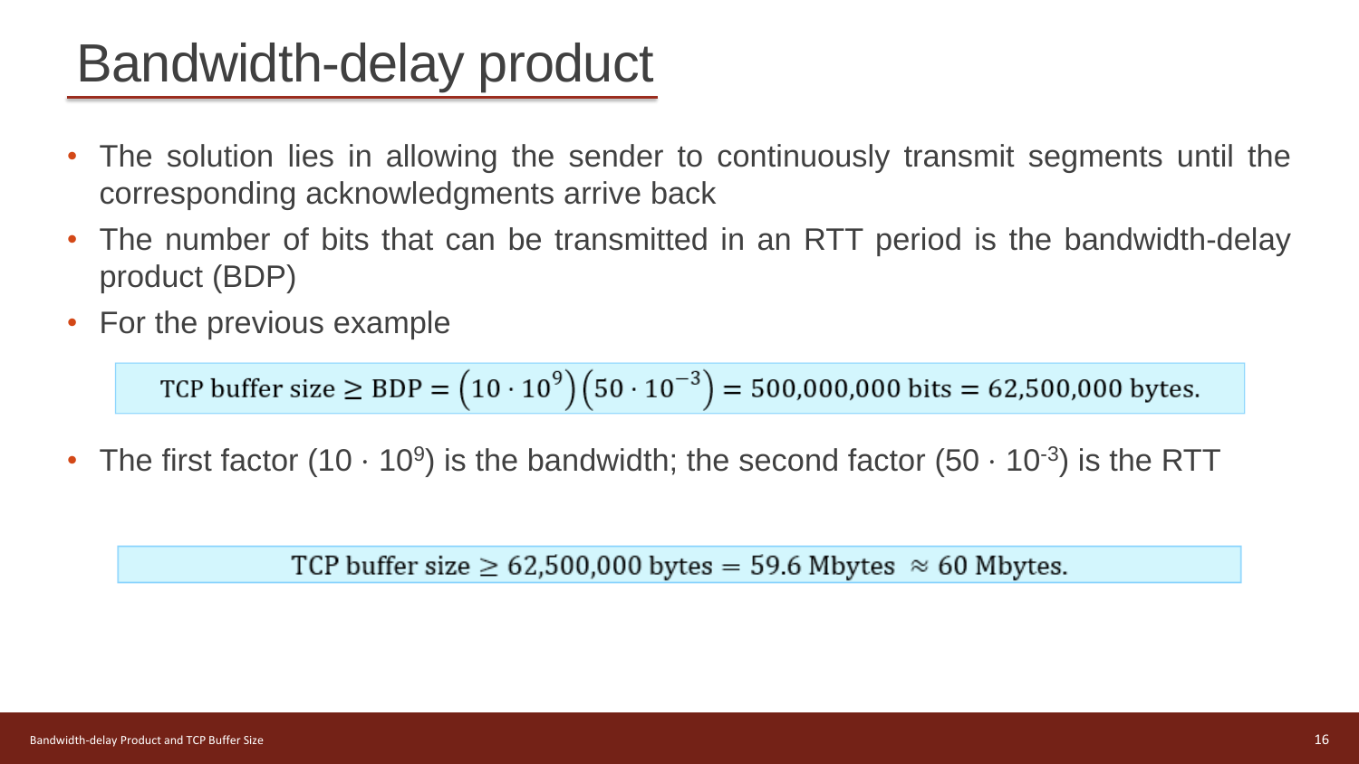# Bandwidth-delay product

- The solution lies in allowing the sender to continuously transmit segments until the corresponding acknowledgments arrive back
- The number of bits that can be transmitted in an RTT period is the bandwidth-delay product (BDP)
- For the previous example

$$\text{TCP buffer size} \geq \text{BDP} = \left(10 \cdot 10^{9}\right)\left(50 \cdot 10^{-3}\right) = 500{,}000{,}000 \text{ bits} = 62{,}500{,}000 \text{ bytes.}$$

- The first factor ($10 \cdot 10^{9}$) is the bandwidth; the second factor ($50 \cdot 10^{-3}$) is the RTT

$$\text{TCP buffer size} \geq 62{,}500{,}000 \text{ bytes} = 59.6 \text{ Mbytes} \approx 60 \text{ Mbytes.}$$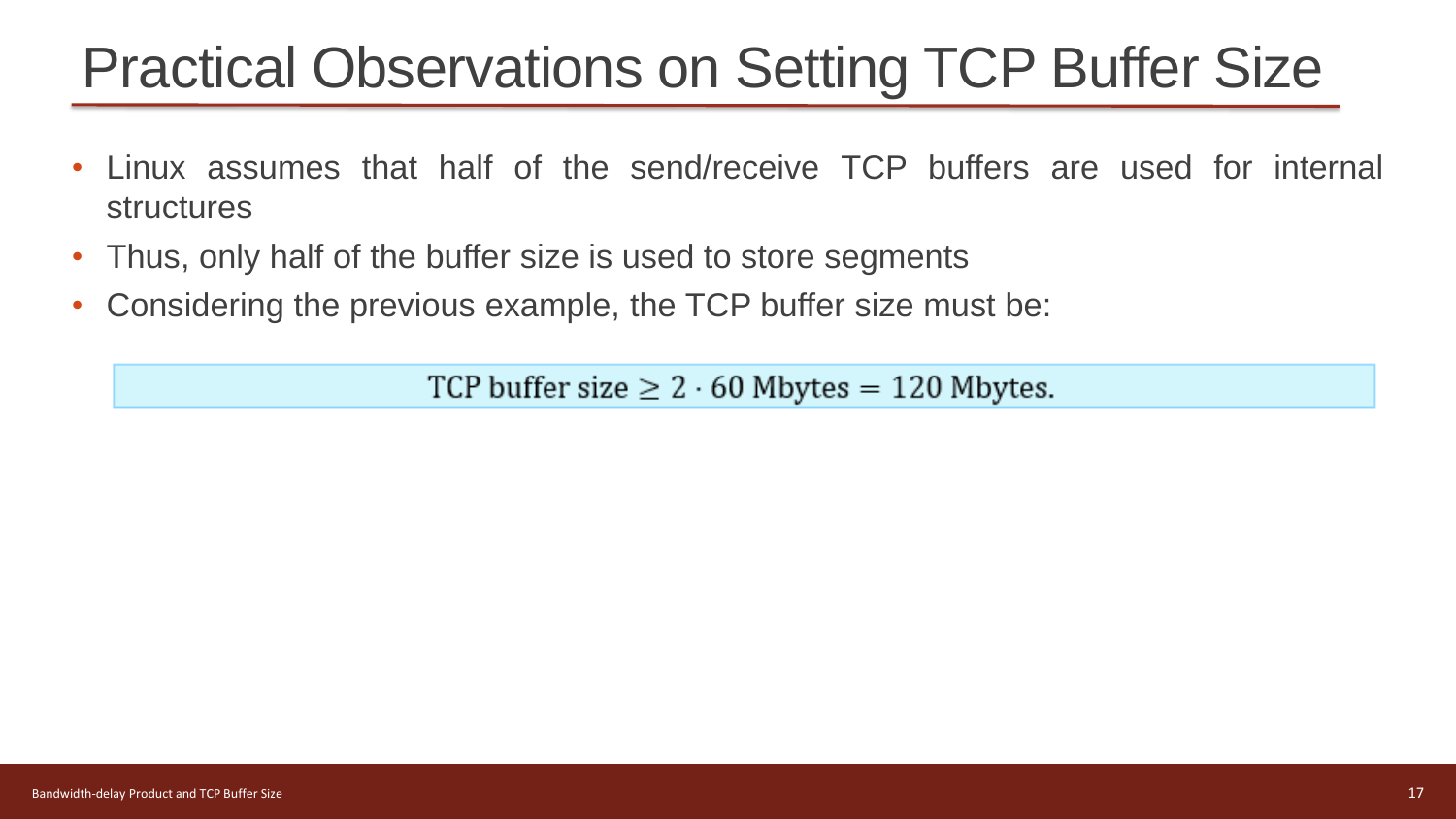# Practical Observations on Setting TCP Buffer Size

- Linux assumes that half of the send/receive TCP buffers are used for internal structures
- Thus, only half of the buffer size is used to store segments
- Considering the previous example, the TCP buffer size must be:

$$\text{TCP buffer size} \geq 2 \cdot 60 \text{ Mbytes} = 120 \text{ Mbytes.}$$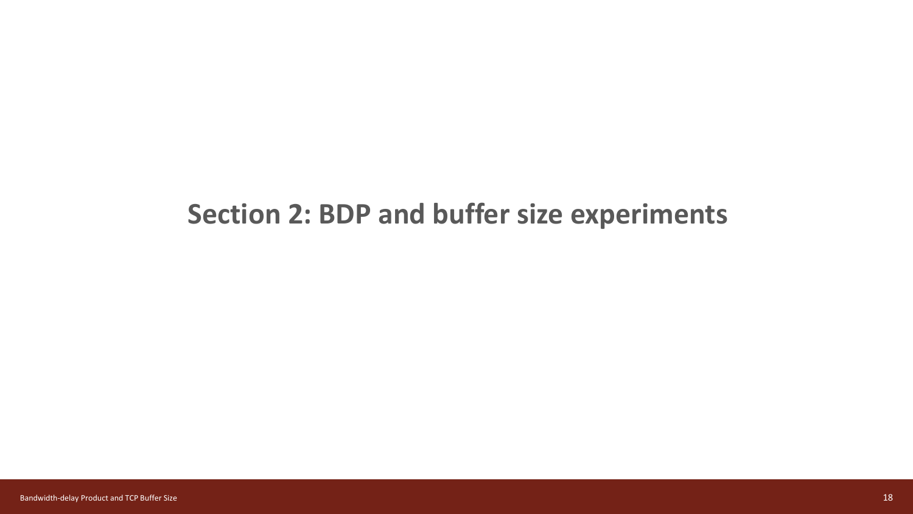# Section 2: BDP and buffer size experiments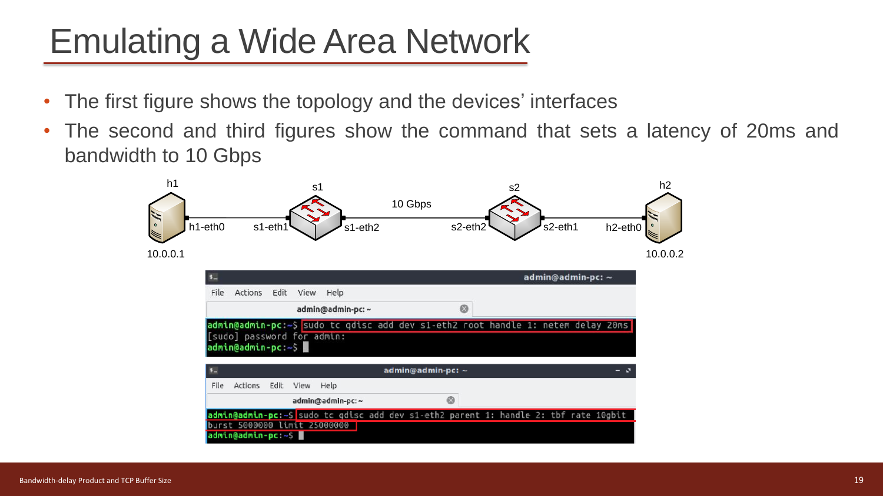# Emulating a Wide Area Network

- The first figure shows the topology and the devices' interfaces
- The second and third figures show the command that sets a latency of 20ms and bandwidth to 10 Gbps

h1 — h1-eth0 — s1-eth1 — s1 — s1-eth2 — 10 Gbps — s2-eth2 — s2 — s2-eth1 — h2-eth0 — h2

10.0.0.1 (h1) 10.0.0.2 (h2)

```
admin@admin-pc:~$ sudo tc qdisc add dev s1-eth2 root handle 1: netem delay 20ms
[sudo] password for admin:
admin@admin-pc:~$
```

```
admin@admin-pc:~$ sudo tc qdisc add dev s1-eth2 parent 1: handle 2: tbf rate 10gbit burst 5000000 limit 25000000
admin@admin-pc:~$
```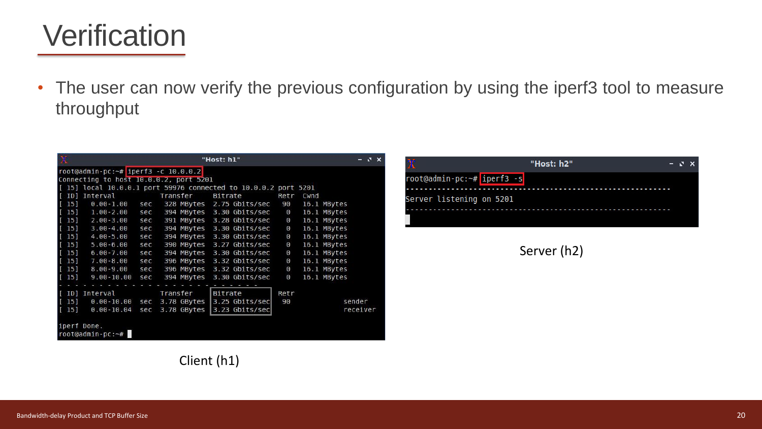# Verification

- The user can now verify the previous configuration by using the iperf3 tool to measure throughput

```
root@admin-pc:~# iperf3 -c 10.0.0.2
Connecting to host 10.0.0.2, port 5201
[ 15] local 10.0.0.1 port 59976 connected to 10.0.0.2 port 5201
[ ID] Interval           Transfer     Bitrate         Retr  Cwnd
[ 15]   0.00-1.00   sec   328 MBytes  2.75 Gbits/sec   90   16.1 MBytes
[ 15]   1.00-2.00   sec   394 MBytes  3.30 Gbits/sec    0   16.1 MBytes
[ 15]   2.00-3.00   sec   391 MBytes  3.28 Gbits/sec    0   16.1 MBytes
[ 15]   3.00-4.00   sec   394 MBytes  3.30 Gbits/sec    0   16.1 MBytes
[ 15]   4.00-5.00   sec   394 MBytes  3.30 Gbits/sec    0   16.1 MBytes
[ 15]   5.00-6.00   sec   390 MBytes  3.27 Gbits/sec    0   16.1 MBytes
[ 15]   6.00-7.00   sec   394 MBytes  3.30 Gbits/sec    0   16.1 MBytes
[ 15]   7.00-8.00   sec   396 MBytes  3.32 Gbits/sec    0   16.1 MBytes
[ 15]   8.00-9.00   sec   396 MBytes  3.32 Gbits/sec    0   16.1 MBytes
[ 15]   9.00-10.00  sec   394 MBytes  3.30 Gbits/sec    0   16.1 MBytes
- - - - - - - - - - - - - - - - - - - - - - - - -
[ ID] Interval           Transfer     Bitrate         Retr
[ 15]   0.00-10.00  sec  3.78 GBytes  3.25 Gbits/sec   90             sender
[ 15]   0.00-10.04  sec  3.78 GBytes  3.23 Gbits/sec                  receiver

iperf Done.
root@admin-pc:~#
```

Client (h1)

```
root@admin-pc:~# iperf3 -s
-----------------------------------------------------------
Server listening on 5201
-----------------------------------------------------------
```

Server (h2)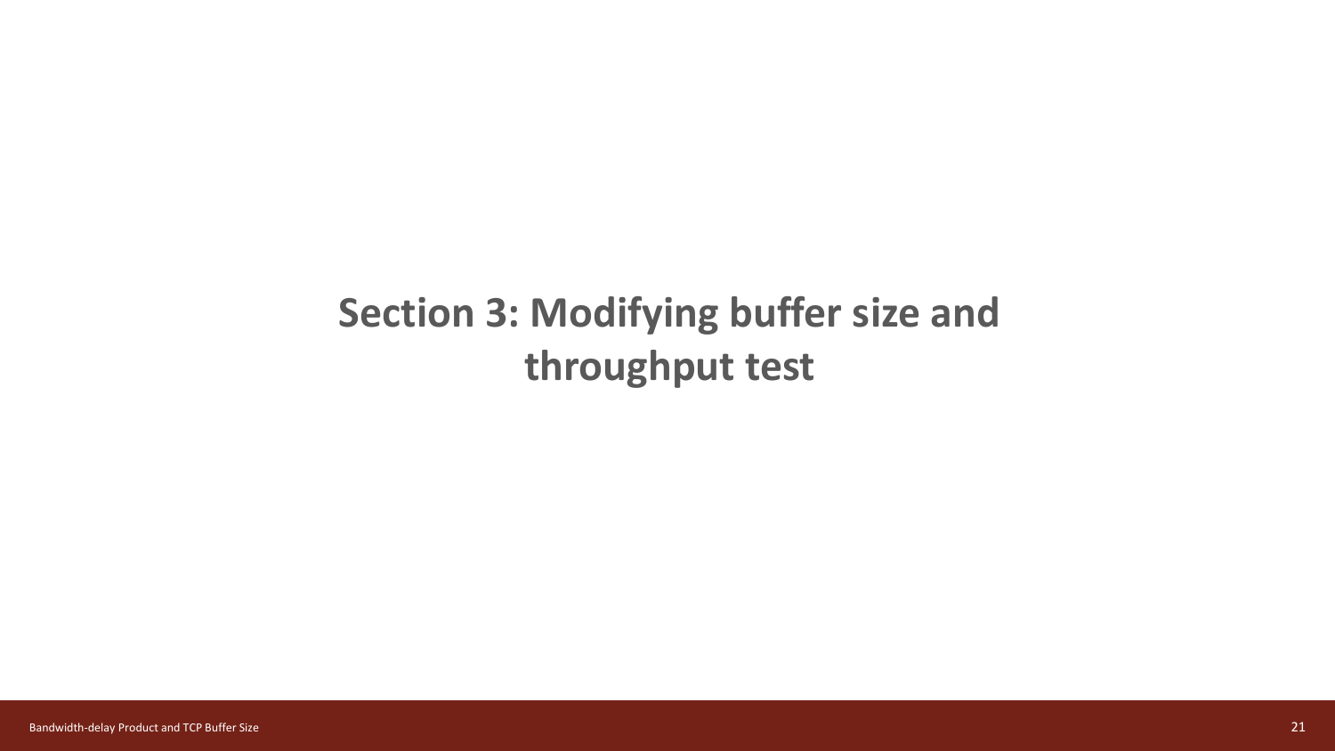# Section 3: Modifying buffer size and throughput test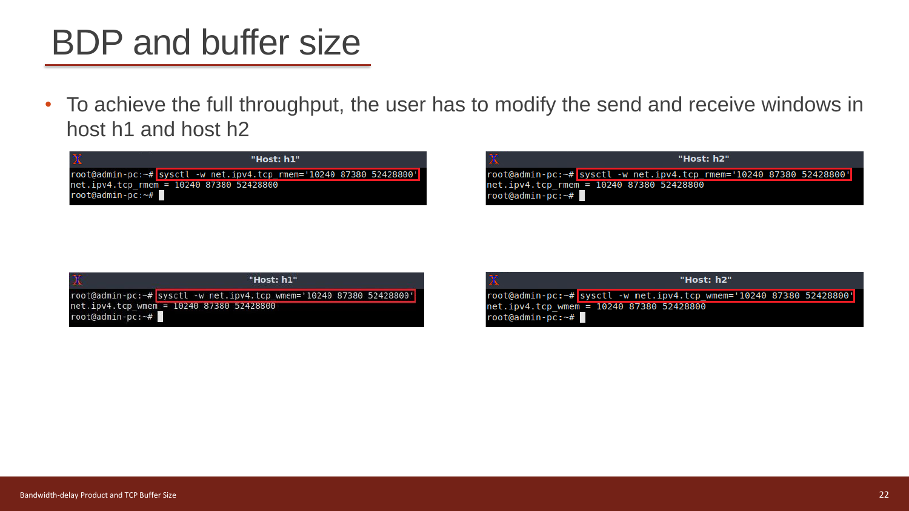# BDP and buffer size

- To achieve the full throughput, the user has to modify the send and receive windows in host h1 and host h2

"Host: h1"

```
root@admin-pc:~# sysctl -w net.ipv4.tcp_rmem='10240 87380 52428800'
net.ipv4.tcp_rmem = 10240 87380 52428800
root@admin-pc:~#
```

"Host: h2"

```
root@admin-pc:~# sysctl -w net.ipv4.tcp_rmem='10240 87380 52428800'
net.ipv4.tcp_rmem = 10240 87380 52428800
root@admin-pc:~#
```

"Host: h1"

```
root@admin-pc:~# sysctl -w net.ipv4.tcp_wmem='10240 87380 52428800'
net.ipv4.tcp_wmem = 10240 87380 52428800
root@admin-pc:~#
```

"Host: h2"

```
root@admin-pc:~# sysctl -w net.ipv4.tcp_wmem='10240 87380 52428800'
net.ipv4.tcp_wmem = 10240 87380 52428800
root@admin-pc:~#
```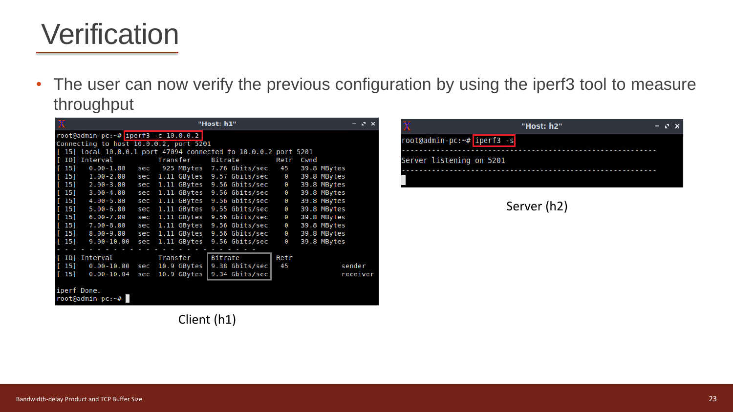# Verification

- The user can now verify the previous configuration by using the iperf3 tool to measure throughput

```
"Host: h1"
root@admin-pc:~# iperf3 -c 10.0.0.2
Connecting to host 10.0.0.2, port 5201
[ 15] local 10.0.0.1 port 47094 connected to 10.0.0.2 port 5201
[ ID] Interval           Transfer     Bitrate         Retr  Cwnd
[ 15]   0.00-1.00   sec   925 MBytes  7.76 Gbits/sec   45   39.8 MBytes
[ 15]   1.00-2.00   sec  1.11 GBytes  9.57 Gbits/sec    0   39.8 MBytes
[ 15]   2.00-3.00   sec  1.11 GBytes  9.56 Gbits/sec    0   39.8 MBytes
[ 15]   3.00-4.00   sec  1.11 GBytes  9.56 Gbits/sec    0   39.8 MBytes
[ 15]   4.00-5.00   sec  1.11 GBytes  9.56 Gbits/sec    0   39.8 MBytes
[ 15]   5.00-6.00   sec  1.11 GBytes  9.55 Gbits/sec    0   39.8 MBytes
[ 15]   6.00-7.00   sec  1.11 GBytes  9.56 Gbits/sec    0   39.8 MBytes
[ 15]   7.00-8.00   sec  1.11 GBytes  9.56 Gbits/sec    0   39.8 MBytes
[ 15]   8.00-9.00   sec  1.11 GBytes  9.56 Gbits/sec    0   39.8 MBytes
[ 15]   9.00-10.00  sec  1.11 GBytes  9.56 Gbits/sec    0   39.8 MBytes
- - - - - - - - - - - - - - - - - - - - - - - - -
[ ID] Interval           Transfer     Bitrate         Retr
[ 15]   0.00-10.00  sec  10.9 GBytes  9.38 Gbits/sec   45             sender
[ 15]   0.00-10.04  sec  10.9 GBytes  9.34 Gbits/sec                  receiver

iperf Done.
root@admin-pc:~#
```

Client (h1)

```
"Host: h2"
root@admin-pc:~# iperf3 -s
-----------------------------------------------------------
Server listening on 5201
-----------------------------------------------------------
```

Server (h2)